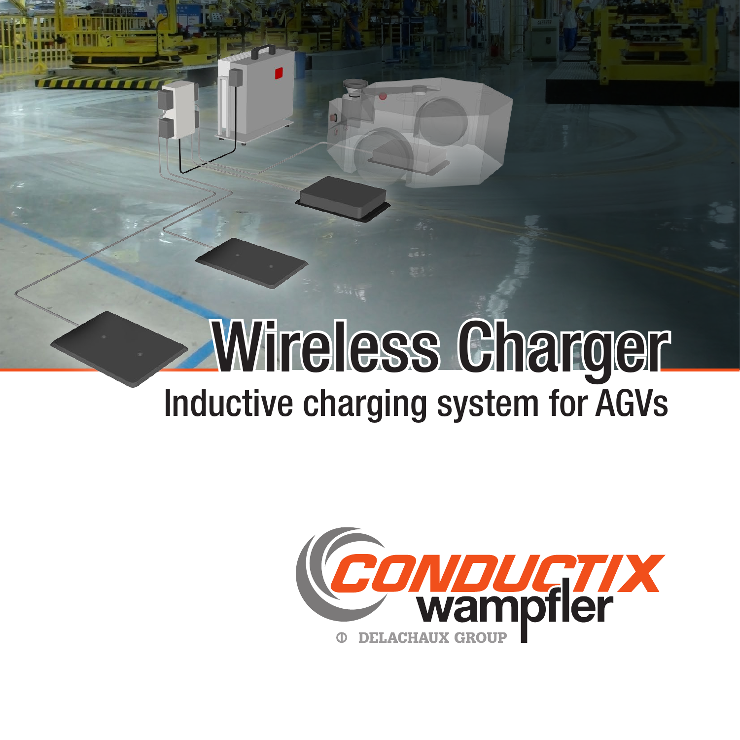# Wireless Charger

## Inductive charging system for AGVs

CONDUCTIX wampfler

DELACHAUX GROUP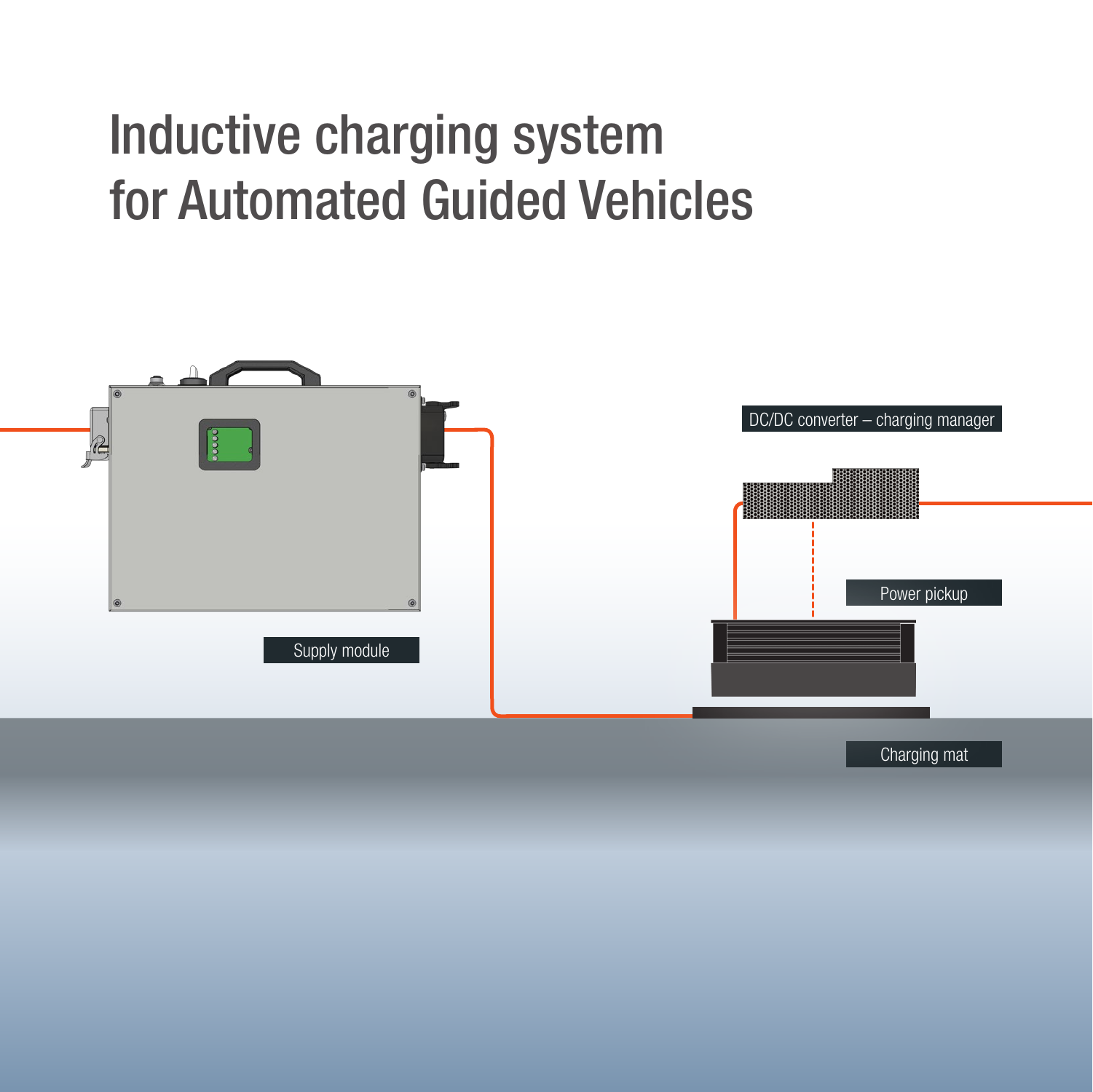# Inductive charging system for Automated Guided Vehicles

DC/DC converter – charging manager

Power pickup

Supply module

Charging mat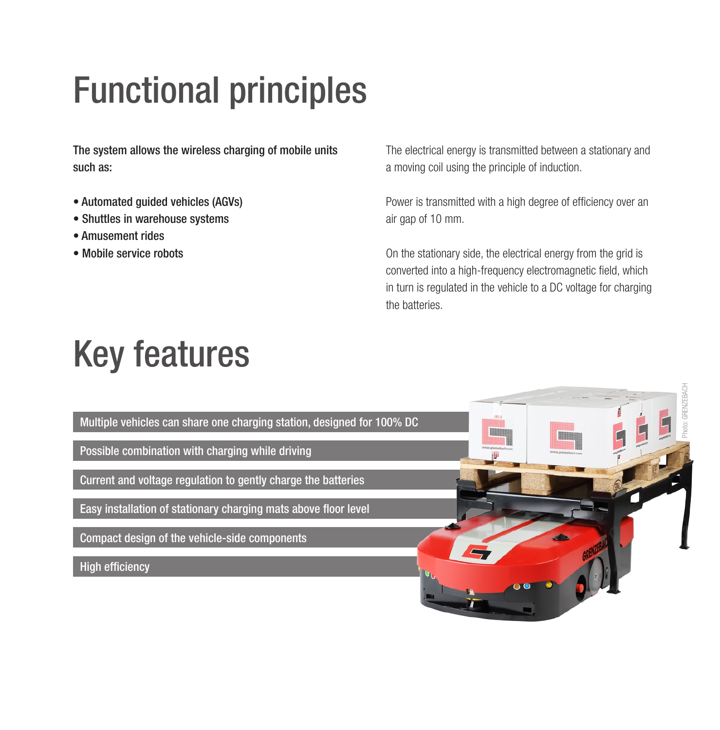# Functional principles

**The system allows the wireless charging of mobile units such as:**

- **Automated guided vehicles (AGVs)**
- **Shuttles in warehouse systems**
- **Amusement rides**
- **Mobile service robots**

The electrical energy is transmitted between a stationary and a moving coil using the principle of induction.

Power is transmitted with a high degree of efficiency over an air gap of 10 mm.

On the stationary side, the electrical energy from the grid is converted into a high-frequency electromagnetic field, which in turn is regulated in the vehicle to a DC voltage for charging the batteries.

# Key features

- Multiple vehicles can share one charging station, designed for 100% DC
- Possible combination with charging while driving
- Current and voltage regulation to gently charge the batteries
- Easy installation of stationary charging mats above floor level
- Compact design of the vehicle-side components
- High efficiency

Photo: GRENZEBACH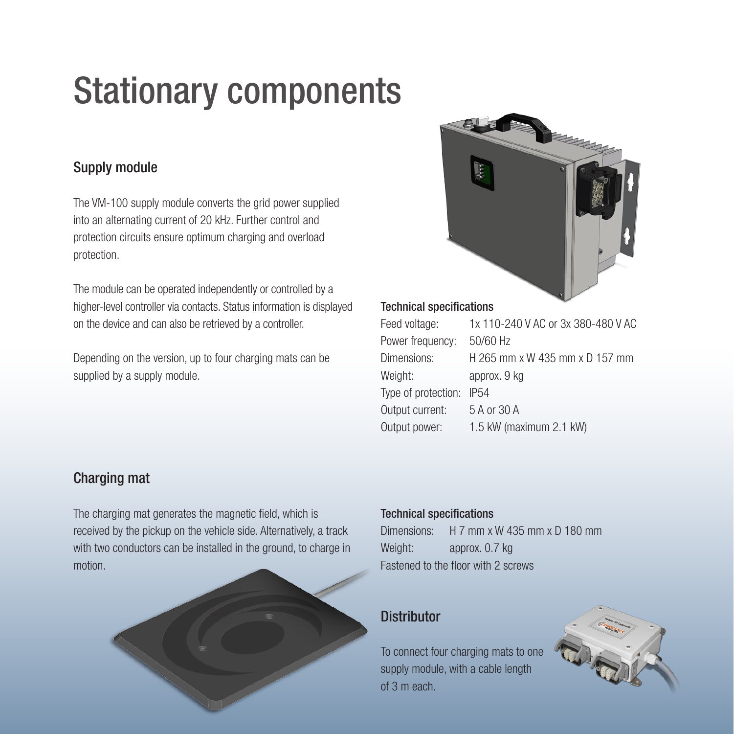# Stationary components

## Supply module

The VM-100 supply module converts the grid power supplied into an alternating current of 20 kHz. Further control and protection circuits ensure optimum charging and overload protection.

The module can be operated independently or controlled by a higher-level controller via contacts. Status information is displayed on the device and can also be retrieved by a controller.

Depending on the version, up to four charging mats can be supplied by a supply module.

**Technical specifications**

| | |
|---|---|
| Feed voltage: | 1x 110-240 V AC or 3x 380-480 V AC |
| Power frequency: | 50/60 Hz |
| Dimensions: | H 265 mm x W 435 mm x D 157 mm |
| Weight: | approx. 9 kg |
| Type of protection: | IP54 |
| Output current: | 5 A or 30 A |
| Output power: | 1.5 kW (maximum 2.1 kW) |

## Charging mat

The charging mat generates the magnetic field, which is received by the pickup on the vehicle side. Alternatively, a track with two conductors can be installed in the ground, to charge in motion.

**Technical specifications**

| | |
|---|---|
| Dimensions: | H 7 mm x W 435 mm x D 180 mm |
| Weight: | approx. 0.7 kg |

Fastened to the floor with 2 screws

## Distributor

To connect four charging mats to one supply module, with a cable length of 3 m each.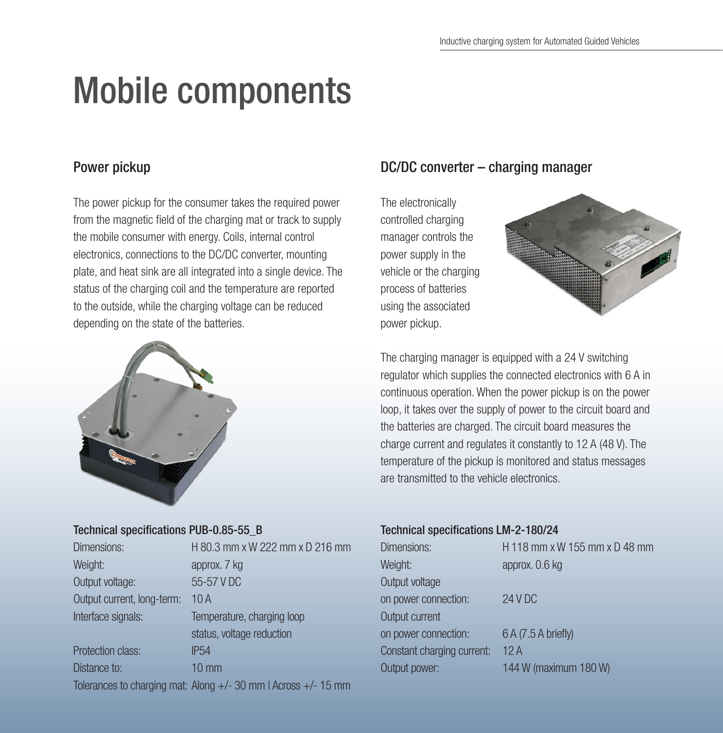# Mobile components

## Power pickup

The power pickup for the consumer takes the required power from the magnetic field of the charging mat or track to supply the mobile consumer with energy. Coils, internal control electronics, connections to the DC/DC converter, mounting plate, and heat sink are all integrated into a single device. The status of the charging coil and the temperature are reported to the outside, while the charging voltage can be reduced depending on the state of the batteries.

### Technical specifications PUB-0.85-55_B

| | |
|---|---|
| Dimensions: | H 80.3 mm x W 222 mm x D 216 mm |
| Weight: | approx. 7 kg |
| Output voltage: | 55-57 V DC |
| Output current, long-term: | 10 A |
| Interface signals: | Temperature, charging loop status, voltage reduction |
| Protection class: | IP54 |
| Distance to: | 10 mm |
| Tolerances to charging mat: | Along +/- 30 mm \| Across +/- 15 mm |

## DC/DC converter – charging manager

The electronically controlled charging manager controls the power supply in the vehicle or the charging process of batteries using the associated power pickup.

The charging manager is equipped with a 24 V switching regulator which supplies the connected electronics with 6 A in continuous operation. When the power pickup is on the power loop, it takes over the supply of power to the circuit board and the batteries are charged. The circuit board measures the charge current and regulates it constantly to 12 A (48 V). The temperature of the pickup is monitored and status messages are transmitted to the vehicle electronics.

### Technical specifications LM-2-180/24

| | |
|---|---|
| Dimensions: | H 118 mm x W 155 mm x D 48 mm |
| Weight: | approx. 0.6 kg |
| Output voltage on power connection: | 24 V DC |
| Output current on power connection: | 6 A (7.5 A briefly) |
| Constant charging current: | 12 A |
| Output power: | 144 W (maximum 180 W) |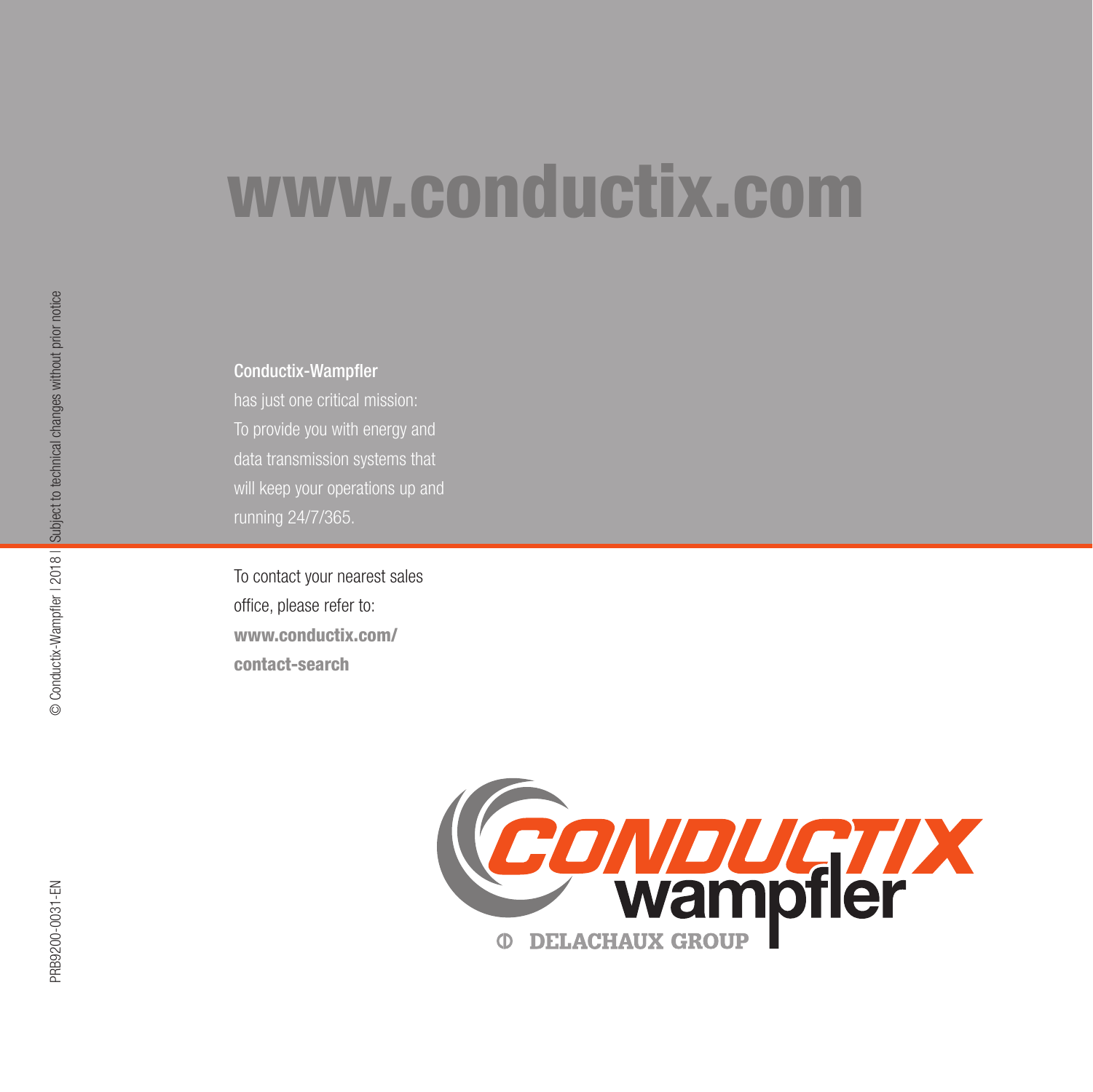# www.conductix.com

**Conductix-Wampfler**
has just one critical mission:
To provide you with energy and data transmission systems that will keep your operations up and running 24/7/365.

To contact your nearest sales office, please refer to:
**www.conductix.com/contact-search**

© Conductix-Wampfler | 2018 | Subject to technical changes without prior notice

PRB9200-0031-EN

CONDUCTIX wampfler

DELACHAUX GROUP